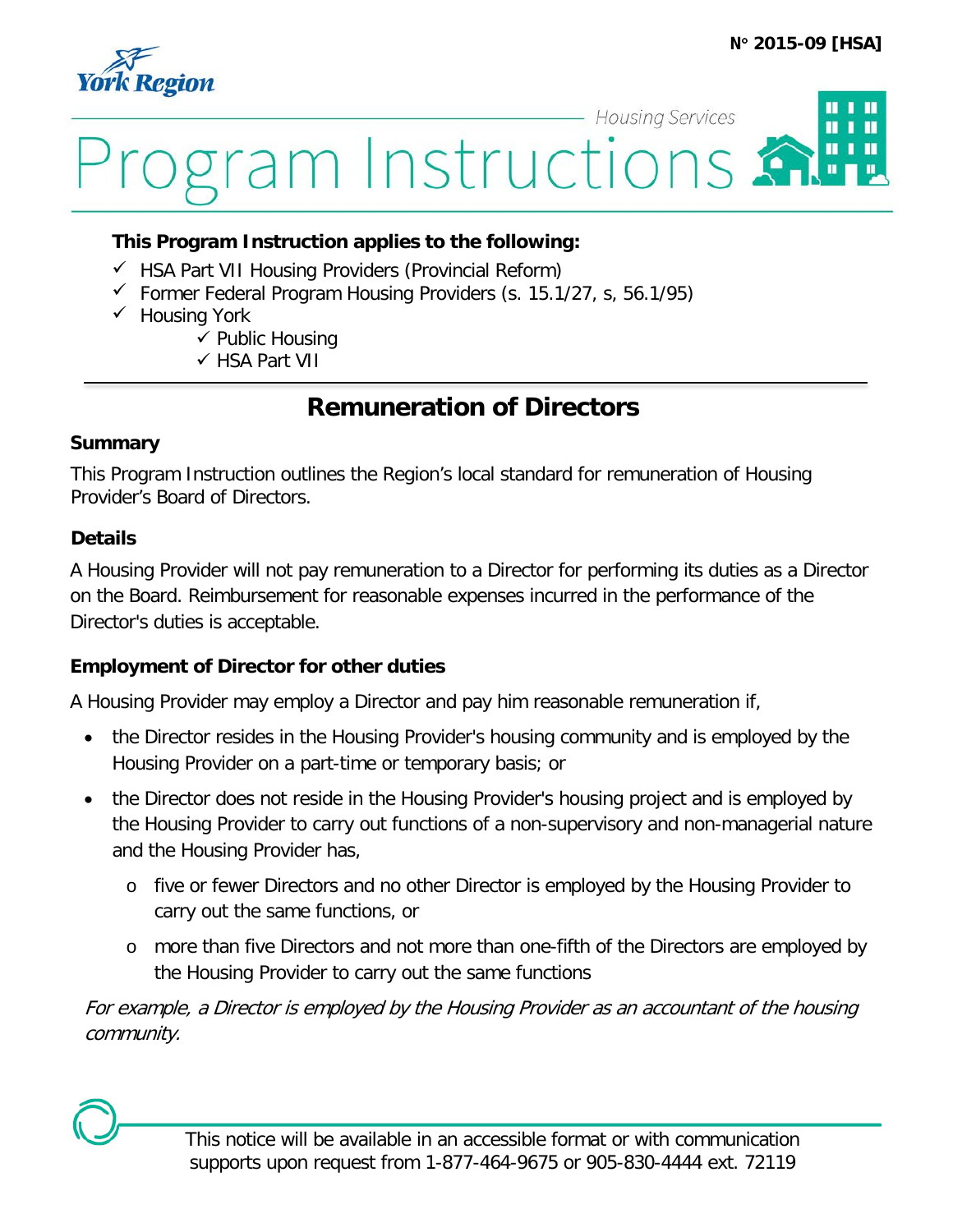N° 2015-09 [HSA]

York Region

Housing Services

# Program Instructions

**This Program Instruction applies to the following:**

- ✓ HSA Part VII Housing Providers (Provincial Reform)
- ✓ Former Federal Program Housing Providers (s. 15.1/27, s, 56.1/95)
- ✓ Housing York
  - ✓ Public Housing
  - ✓ HSA Part VII

## Remuneration of Directors

### Summary

This Program Instruction outlines the Region's local standard for remuneration of Housing Provider's Board of Directors.

### Details

A Housing Provider will not pay remuneration to a Director for performing its duties as a Director on the Board. Reimbursement for reasonable expenses incurred in the performance of the Director's duties is acceptable.

### Employment of Director for other duties

A Housing Provider may employ a Director and pay him reasonable remuneration if,

- the Director resides in the Housing Provider's housing community and is employed by the Housing Provider on a part-time or temporary basis; or
- the Director does not reside in the Housing Provider's housing project and is employed by the Housing Provider to carry out functions of a non-supervisory and non-managerial nature and the Housing Provider has,
  - five or fewer Directors and no other Director is employed by the Housing Provider to carry out the same functions, or
  - more than five Directors and not more than one-fifth of the Directors are employed by the Housing Provider to carry out the same functions

*For example, a Director is employed by the Housing Provider as an accountant of the housing community.*

This notice will be available in an accessible format or with communication supports upon request from 1-877-464-9675 or 905-830-4444 ext. 72119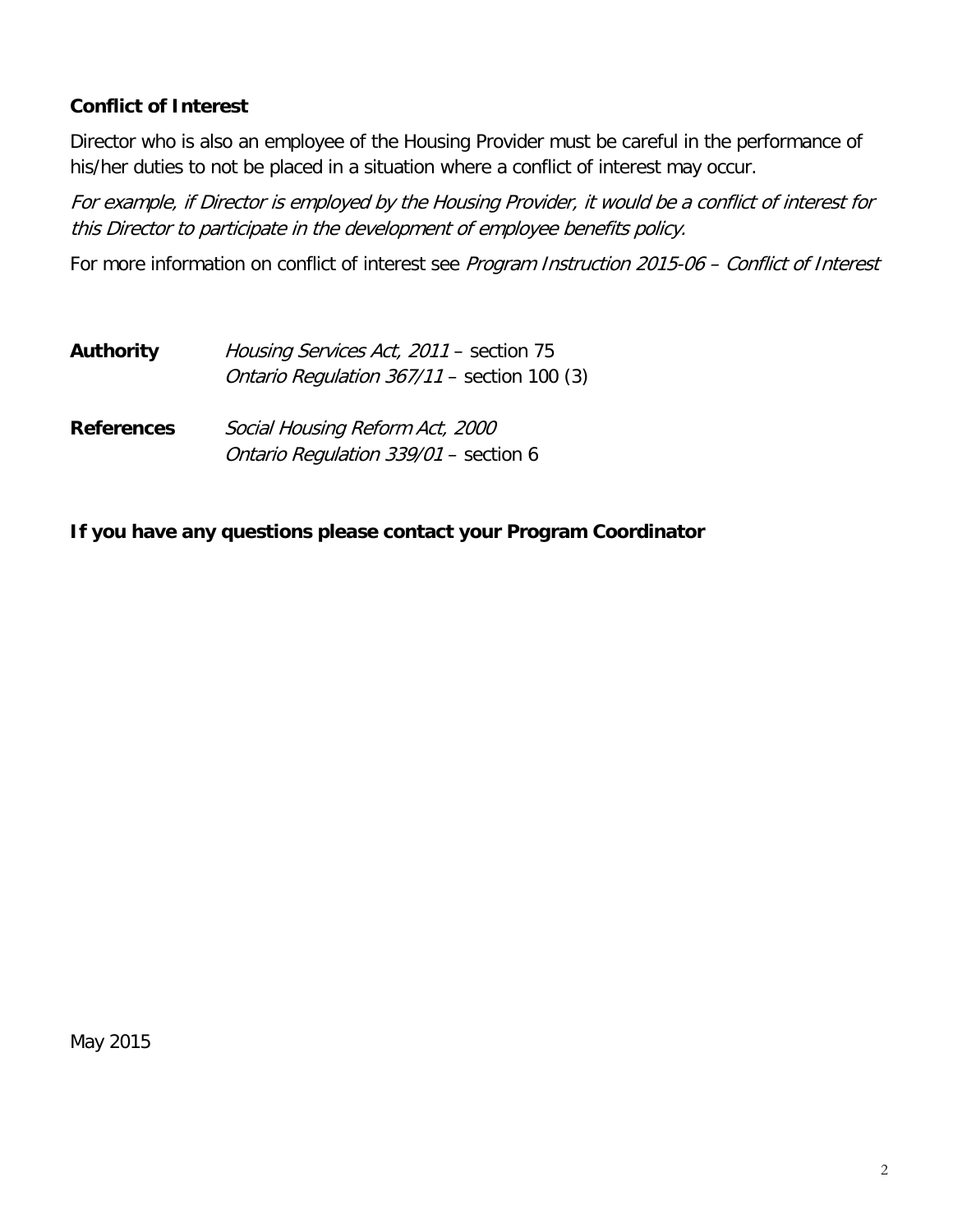**Conflict of Interest**

Director who is also an employee of the Housing Provider must be careful in the performance of his/her duties to not be placed in a situation where a conflict of interest may occur.

*For example, if Director is employed by the Housing Provider, it would be a conflict of interest for this Director to participate in the development of employee benefits policy.*

For more information on conflict of interest see *Program Instruction 2015-06 – Conflict of Interest*

| | |
|---|---|
| **Authority** | *Housing Services Act, 2011* – section 75<br>*Ontario Regulation 367/11* – section 100 (3) |
| **References** | *Social Housing Reform Act, 2000*<br>*Ontario Regulation 339/01* – section 6 |

**If you have any questions please contact your Program Coordinator**

May 2015